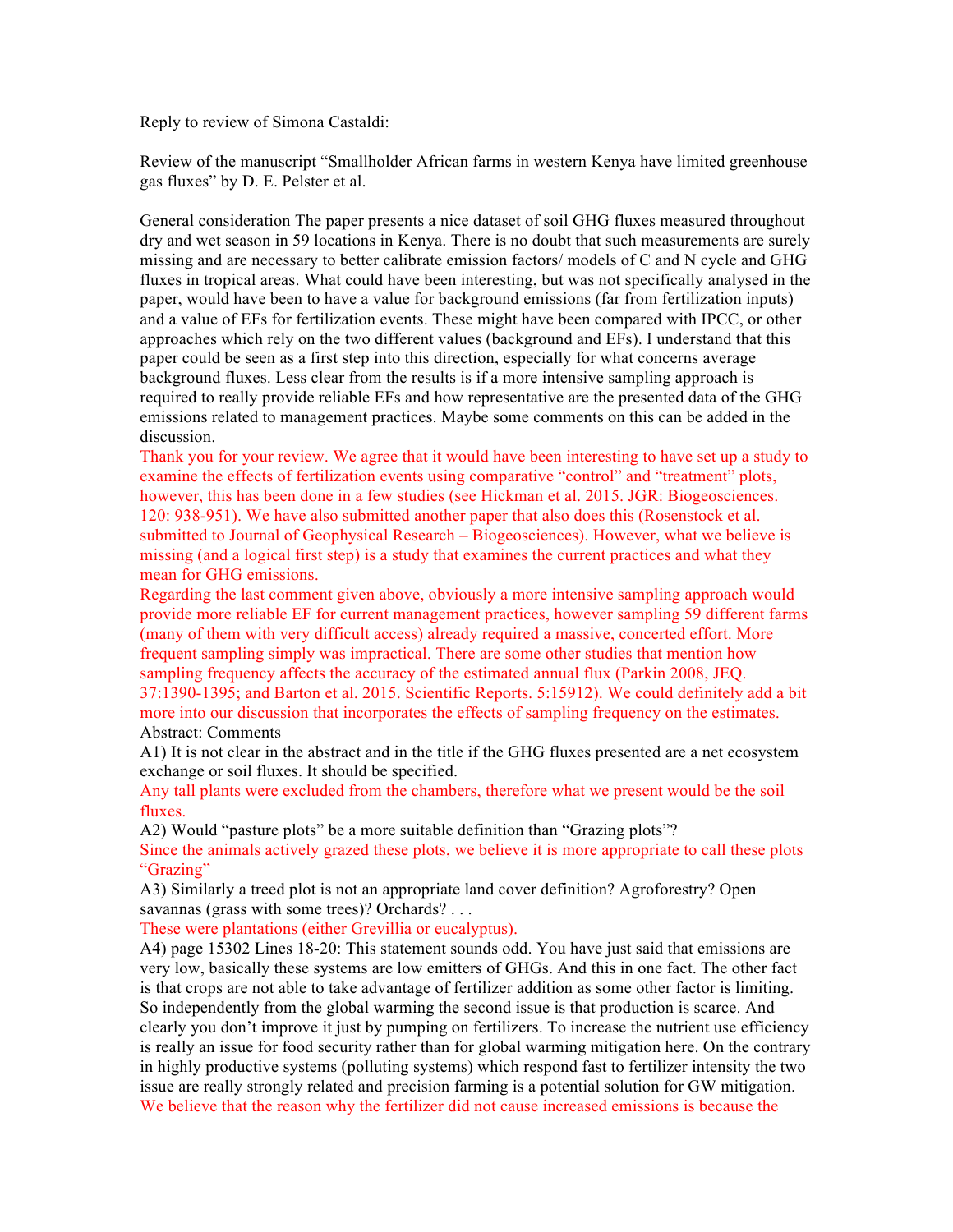Reply to review of Simona Castaldi:

Review of the manuscript "Smallholder African farms in western Kenya have limited greenhouse gas fluxes" by D. E. Pelster et al.

General consideration The paper presents a nice dataset of soil GHG fluxes measured throughout dry and wet season in 59 locations in Kenya. There is no doubt that such measurements are surely missing and are necessary to better calibrate emission factors/ models of C and N cycle and GHG fluxes in tropical areas. What could have been interesting, but was not specifically analysed in the paper, would have been to have a value for background emissions (far from fertilization inputs) and a value of EFs for fertilization events. These might have been compared with IPCC, or other approaches which rely on the two different values (background and EFs). I understand that this paper could be seen as a first step into this direction, especially for what concerns average background fluxes. Less clear from the results is if a more intensive sampling approach is required to really provide reliable EFs and how representative are the presented data of the GHG emissions related to management practices. Maybe some comments on this can be added in the discussion.

Thank you for your review. We agree that it would have been interesting to have set up a study to examine the effects of fertilization events using comparative "control" and "treatment" plots, however, this has been done in a few studies (see Hickman et al. 2015. JGR: Biogeosciences. 120: 938-951). We have also submitted another paper that also does this (Rosenstock et al. submitted to Journal of Geophysical Research – Biogeosciences). However, what we believe is missing (and a logical first step) is a study that examines the current practices and what they mean for GHG emissions.

Regarding the last comment given above, obviously a more intensive sampling approach would provide more reliable EF for current management practices, however sampling 59 different farms (many of them with very difficult access) already required a massive, concerted effort. More frequent sampling simply was impractical. There are some other studies that mention how sampling frequency affects the accuracy of the estimated annual flux (Parkin 2008, JEQ. 37:1390-1395; and Barton et al. 2015. Scientific Reports. 5:15912). We could definitely add a bit more into our discussion that incorporates the effects of sampling frequency on the estimates.

Abstract: Comments

A1) It is not clear in the abstract and in the title if the GHG fluxes presented are a net ecosystem exchange or soil fluxes. It should be specified.

Any tall plants were excluded from the chambers, therefore what we present would be the soil fluxes.

A2) Would "pasture plots" be a more suitable definition than "Grazing plots"?

Since the animals actively grazed these plots, we believe it is more appropriate to call these plots "Grazing"

A3) Similarly a treed plot is not an appropriate land cover definition? Agroforestry? Open savannas (grass with some trees)? Orchards? . . .

These were plantations (either Grevillia or eucalyptus).

A4) page 15302 Lines 18-20: This statement sounds odd. You have just said that emissions are very low, basically these systems are low emitters of GHGs. And this in one fact. The other fact is that crops are not able to take advantage of fertilizer addition as some other factor is limiting. So independently from the global warming the second issue is that production is scarce. And clearly you don't improve it just by pumping on fertilizers. To increase the nutrient use efficiency is really an issue for food security rather than for global warming mitigation here. On the contrary in highly productive systems (polluting systems) which respond fast to fertilizer intensity the two issue are really strongly related and precision farming is a potential solution for GW mitigation.

We believe that the reason why the fertilizer did not cause increased emissions is because the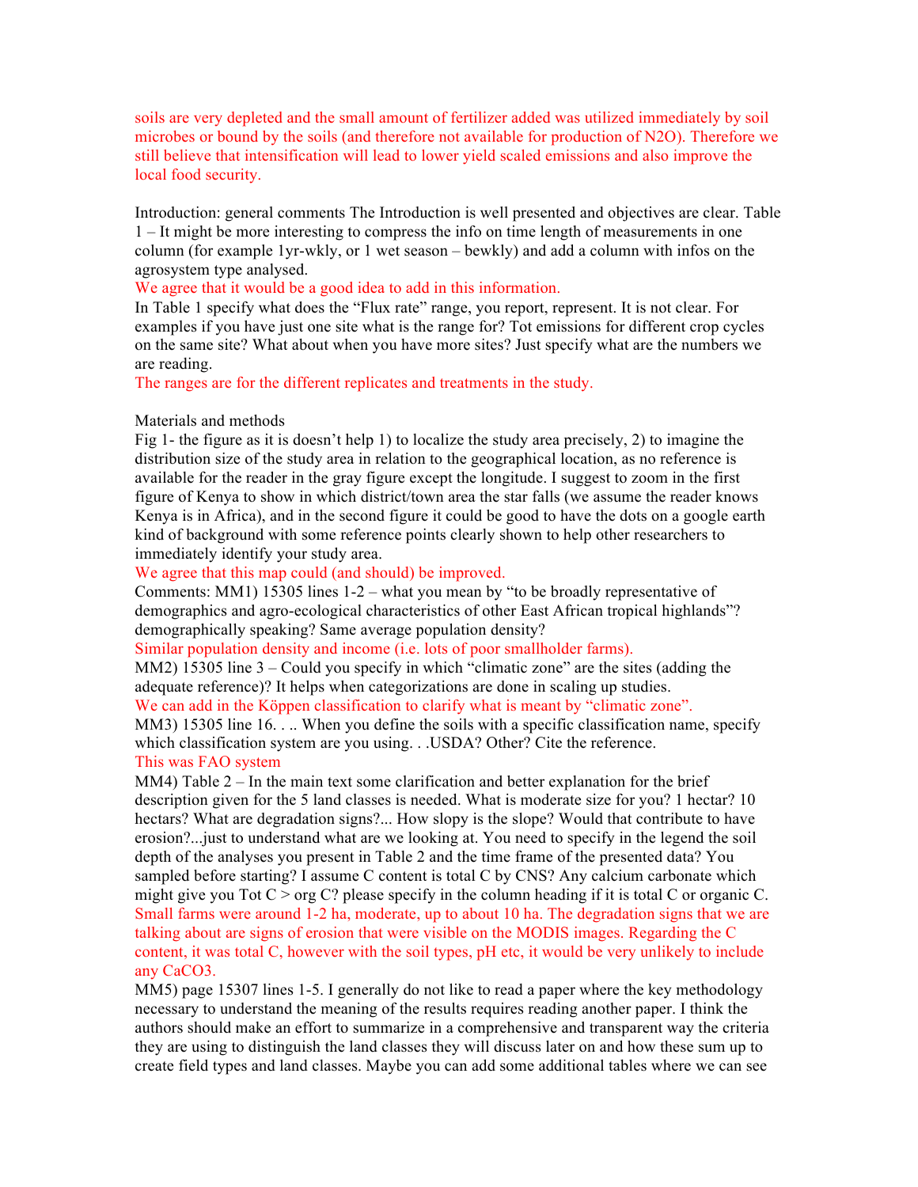soils are very depleted and the small amount of fertilizer added was utilized immediately by soil microbes or bound by the soils (and therefore not available for production of $N_2O$). Therefore we still believe that intensification will lead to lower yield scaled emissions and also improve the local food security.

Introduction: general comments The Introduction is well presented and objectives are clear. Table 1 – It might be more interesting to compress the info on time length of measurements in one column (for example 1yr-wkly, or 1 wet season – bewkly) and add a column with infos on the agrosystem type analysed.

We agree that it would be a good idea to add in this information.

In Table 1 specify what does the "Flux rate" range, you report, represent. It is not clear. For examples if you have just one site what is the range for? Tot emissions for different crop cycles on the same site? What about when you have more sites? Just specify what are the numbers we are reading.

The ranges are for the different replicates and treatments in the study.

Materials and methods

Fig 1- the figure as it is doesn't help 1) to localize the study area precisely, 2) to imagine the distribution size of the study area in relation to the geographical location, as no reference is available for the reader in the gray figure except the longitude. I suggest to zoom in the first figure of Kenya to show in which district/town area the star falls (we assume the reader knows Kenya is in Africa), and in the second figure it could be good to have the dots on a google earth kind of background with some reference points clearly shown to help other researchers to immediately identify your study area.

We agree that this map could (and should) be improved.

Comments: MM1) 15305 lines 1-2 – what you mean by "to be broadly representative of demographics and agro-ecological characteristics of other East African tropical highlands"? demographically speaking? Same average population density?

Similar population density and income (i.e. lots of poor smallholder farms).

MM2) 15305 line 3 – Could you specify in which "climatic zone" are the sites (adding the adequate reference)? It helps when categorizations are done in scaling up studies.

We can add in the Köppen classification to clarify what is meant by "climatic zone".

MM3) 15305 line 16. . .. When you define the soils with a specific classification name, specify which classification system are you using. . .USDA? Other? Cite the reference.

This was FAO system

MM4) Table 2 – In the main text some clarification and better explanation for the brief description given for the 5 land classes is needed. What is moderate size for you? 1 hectar? 10 hectars? What are degradation signs?... How slopy is the slope? Would that contribute to have erosion?...just to understand what are we looking at. You need to specify in the legend the soil depth of the analyses you present in Table 2 and the time frame of the presented data? You sampled before starting? I assume C content is total C by CNS? Any calcium carbonate which might give you Tot C > org C? please specify in the column heading if it is total C or organic C.

Small farms were around 1-2 ha, moderate, up to about 10 ha. The degradation signs that we are talking about are signs of erosion that were visible on the MODIS images. Regarding the C content, it was total C, however with the soil types, pH etc, it would be very unlikely to include any $CaCO_3$.

MM5) page 15307 lines 1-5. I generally do not like to read a paper where the key methodology necessary to understand the meaning of the results requires reading another paper. I think the authors should make an effort to summarize in a comprehensive and transparent way the criteria they are using to distinguish the land classes they will discuss later on and how these sum up to create field types and land classes. Maybe you can add some additional tables where we can see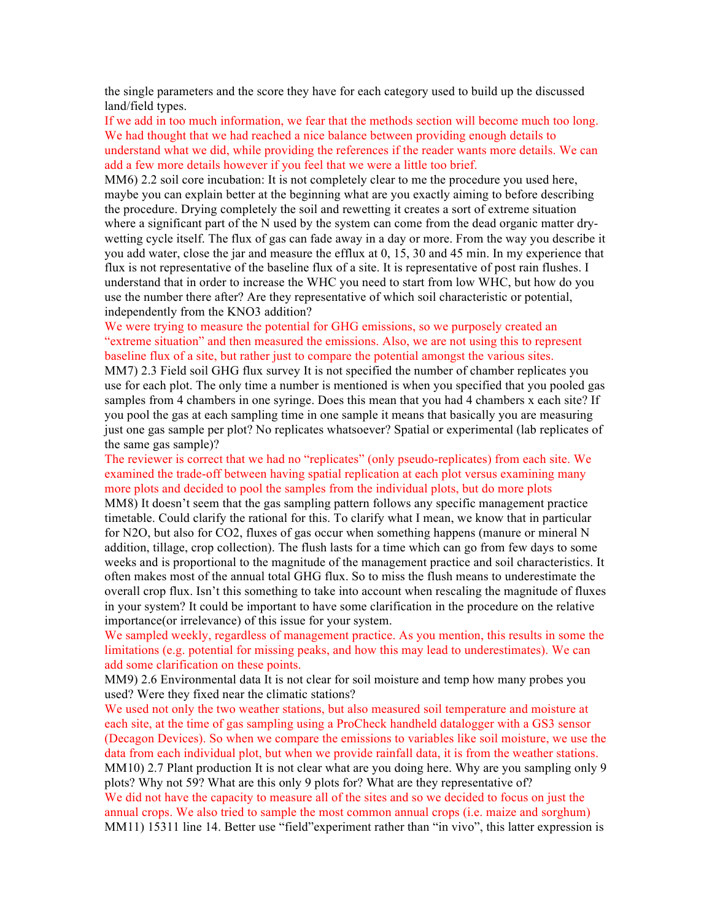the single parameters and the score they have for each category used to build up the discussed land/field types.

If we add in too much information, we fear that the methods section will become much too long. We had thought that we had reached a nice balance between providing enough details to understand what we did, while providing the references if the reader wants more details. We can add a few more details however if you feel that we were a little too brief.

MM6) 2.2 soil core incubation: It is not completely clear to me the procedure you used here, maybe you can explain better at the beginning what are you exactly aiming to before describing the procedure. Drying completely the soil and rewetting it creates a sort of extreme situation where a significant part of the N used by the system can come from the dead organic matter dry-wetting cycle itself. The flux of gas can fade away in a day or more. From the way you describe it you add water, close the jar and measure the efflux at 0, 15, 30 and 45 min. In my experience that flux is not representative of the baseline flux of a site. It is representative of post rain flushes. I understand that in order to increase the WHC you need to start from low WHC, but how do you use the number there after? Are they representative of which soil characteristic or potential, independently from the $KNO_3$ addition?

We were trying to measure the potential for GHG emissions, so we purposely created an "extreme situation" and then measured the emissions. Also, we are not using this to represent baseline flux of a site, but rather just to compare the potential amongst the various sites.

MM7) 2.3 Field soil GHG flux survey It is not specified the number of chamber replicates you use for each plot. The only time a number is mentioned is when you specified that you pooled gas samples from 4 chambers in one syringe. Does this mean that you had 4 chambers x each site? If you pool the gas at each sampling time in one sample it means that basically you are measuring just one gas sample per plot? No replicates whatsoever? Spatial or experimental (lab replicates of the same gas sample)?

The reviewer is correct that we had no "replicates" (only pseudo-replicates) from each site. We examined the trade-off between having spatial replication at each plot versus examining many more plots and decided to pool the samples from the individual plots, but do more plots

MM8) It doesn't seem that the gas sampling pattern follows any specific management practice timetable. Could clarify the rational for this. To clarify what I mean, we know that in particular for $N_2O$, but also for $CO_2$, fluxes of gas occur when something happens (manure or mineral N addition, tillage, crop collection). The flush lasts for a time which can go from few days to some weeks and is proportional to the magnitude of the management practice and soil characteristics. It often makes most of the annual total GHG flux. So to miss the flush means to underestimate the overall crop flux. Isn't this something to take into account when rescaling the magnitude of fluxes in your system? It could be important to have some clarification in the procedure on the relative importance(or irrelevance) of this issue for your system.

We sampled weekly, regardless of management practice. As you mention, this results in some the limitations (e.g. potential for missing peaks, and how this may lead to underestimates). We can add some clarification on these points.

MM9) 2.6 Environmental data It is not clear for soil moisture and temp how many probes you used? Were they fixed near the climatic stations?

We used not only the two weather stations, but also measured soil temperature and moisture at each site, at the time of gas sampling using a ProCheck handheld datalogger with a GS3 sensor (Decagon Devices). So when we compare the emissions to variables like soil moisture, we use the data from each individual plot, but when we provide rainfall data, it is from the weather stations.

MM10) 2.7 Plant production It is not clear what are you doing here. Why are you sampling only 9 plots? Why not 59? What are this only 9 plots for? What are they representative of?

We did not have the capacity to measure all of the sites and so we decided to focus on just the annual crops. We also tried to sample the most common annual crops (i.e. maize and sorghum)

MM11) 15311 line 14. Better use "field"experiment rather than "in vivo", this latter expression is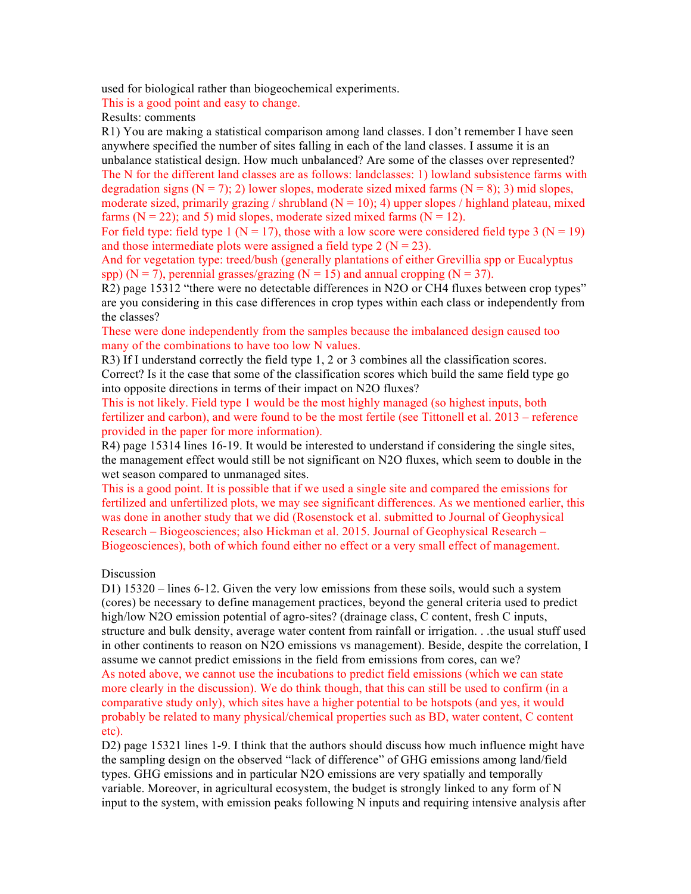used for biological rather than biogeochemical experiments.

This is a good point and easy to change.

Results: comments

R1) You are making a statistical comparison among land classes. I don't remember I have seen anywhere specified the number of sites falling in each of the land classes. I assume it is an unbalance statistical design. How much unbalanced? Are some of the classes over represented?

The N for the different land classes are as follows: landclasses: 1) lowland subsistence farms with degradation signs (N = 7); 2) lower slopes, moderate sized mixed farms (N = 8); 3) mid slopes, moderate sized, primarily grazing / shrubland (N = 10); 4) upper slopes / highland plateau, mixed farms (N = 22); and 5) mid slopes, moderate sized mixed farms (N = 12).

For field type: field type 1 (N = 17), those with a low score were considered field type 3 (N = 19) and those intermediate plots were assigned a field type 2 (N = 23).

And for vegetation type: treed/bush (generally plantations of either Grevillia spp or Eucalyptus spp) (N = 7), perennial grasses/grazing (N = 15) and annual cropping (N = 37).

R2) page 15312 "there were no detectable differences in N2O or CH4 fluxes between crop types" are you considering in this case differences in crop types within each class or independently from the classes?

These were done independently from the samples because the imbalanced design caused too many of the combinations to have too low N values.

R3) If I understand correctly the field type 1, 2 or 3 combines all the classification scores. Correct? Is it the case that some of the classification scores which build the same field type go into opposite directions in terms of their impact on N2O fluxes?

This is not likely. Field type 1 would be the most highly managed (so highest inputs, both fertilizer and carbon), and were found to be the most fertile (see Tittonell et al. 2013 – reference provided in the paper for more information).

R4) page 15314 lines 16-19. It would be interested to understand if considering the single sites, the management effect would still be not significant on N2O fluxes, which seem to double in the wet season compared to unmanaged sites.

This is a good point. It is possible that if we used a single site and compared the emissions for fertilized and unfertilized plots, we may see significant differences. As we mentioned earlier, this was done in another study that we did (Rosenstock et al. submitted to Journal of Geophysical Research – Biogeosciences; also Hickman et al. 2015. Journal of Geophysical Research – Biogeosciences), both of which found either no effect or a very small effect of management.

Discussion

D1) 15320 – lines 6-12. Given the very low emissions from these soils, would such a system (cores) be necessary to define management practices, beyond the general criteria used to predict high/low N2O emission potential of agro-sites? (drainage class, C content, fresh C inputs, structure and bulk density, average water content from rainfall or irrigation. . .the usual stuff used in other continents to reason on N2O emissions vs management). Beside, despite the correlation, I assume we cannot predict emissions in the field from emissions from cores, can we?

As noted above, we cannot use the incubations to predict field emissions (which we can state more clearly in the discussion). We do think though, that this can still be used to confirm (in a comparative study only), which sites have a higher potential to be hotspots (and yes, it would probably be related to many physical/chemical properties such as BD, water content, C content etc).

D2) page 15321 lines 1-9. I think that the authors should discuss how much influence might have the sampling design on the observed "lack of difference" of GHG emissions among land/field types. GHG emissions and in particular N2O emissions are very spatially and temporally variable. Moreover, in agricultural ecosystem, the budget is strongly linked to any form of N input to the system, with emission peaks following N inputs and requiring intensive analysis after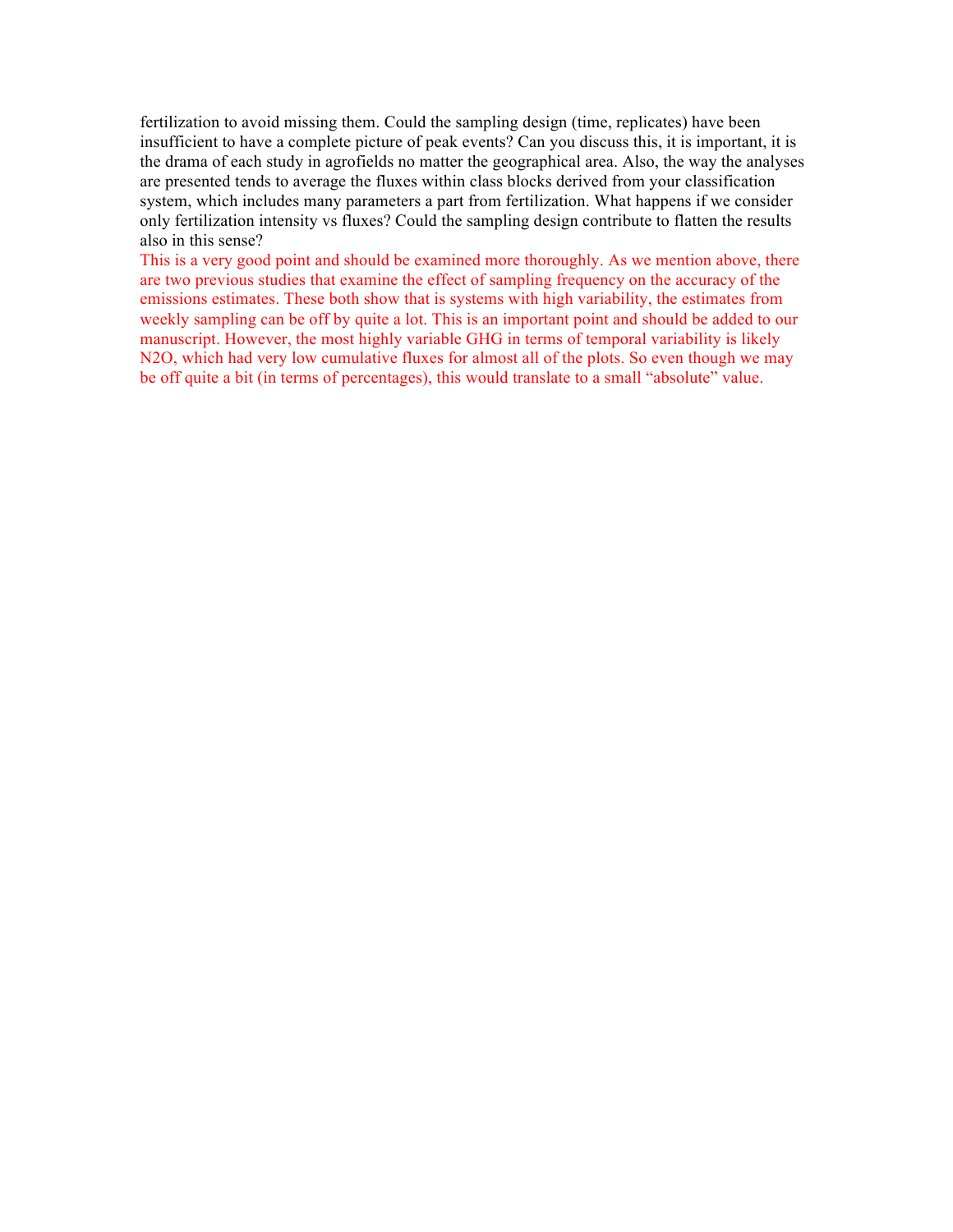fertilization to avoid missing them. Could the sampling design (time, replicates) have been insufficient to have a complete picture of peak events? Can you discuss this, it is important, it is the drama of each study in agrofields no matter the geographical area. Also, the way the analyses are presented tends to average the fluxes within class blocks derived from your classification system, which includes many parameters a part from fertilization. What happens if we consider only fertilization intensity vs fluxes? Could the sampling design contribute to flatten the results also in this sense?

This is a very good point and should be examined more thoroughly. As we mention above, there are two previous studies that examine the effect of sampling frequency on the accuracy of the emissions estimates. These both show that is systems with high variability, the estimates from weekly sampling can be off by quite a lot. This is an important point and should be added to our manuscript. However, the most highly variable GHG in terms of temporal variability is likely $N_2O$, which had very low cumulative fluxes for almost all of the plots. So even though we may be off quite a bit (in terms of percentages), this would translate to a small “absolute” value.